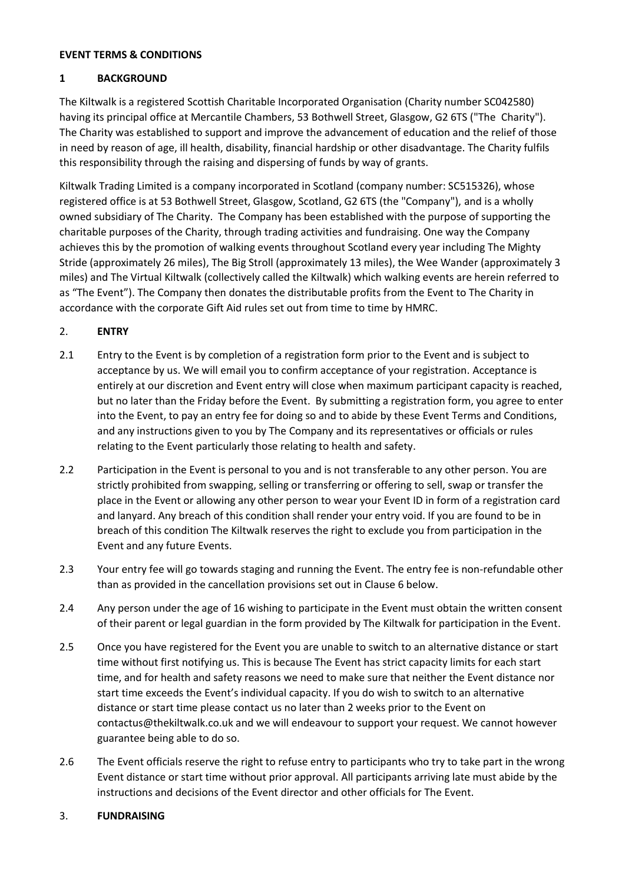**EVENT TERMS & CONDITIONS**

## 1 BACKGROUND

The Kiltwalk is a registered Scottish Charitable Incorporated Organisation (Charity number SC042580) having its principal office at Mercantile Chambers, 53 Bothwell Street, Glasgow, G2 6TS ("The Charity"). The Charity was established to support and improve the advancement of education and the relief of those in need by reason of age, ill health, disability, financial hardship or other disadvantage. The Charity fulfils this responsibility through the raising and dispersing of funds by way of grants.

Kiltwalk Trading Limited is a company incorporated in Scotland (company number: SC515326), whose registered office is at 53 Bothwell Street, Glasgow, Scotland, G2 6TS (the "Company"), and is a wholly owned subsidiary of The Charity. The Company has been established with the purpose of supporting the charitable purposes of the Charity, through trading activities and fundraising. One way the Company achieves this by the promotion of walking events throughout Scotland every year including The Mighty Stride (approximately 26 miles), The Big Stroll (approximately 13 miles), the Wee Wander (approximately 3 miles) and The Virtual Kiltwalk (collectively called the Kiltwalk) which walking events are herein referred to as "The Event"). The Company then donates the distributable profits from the Event to The Charity in accordance with the corporate Gift Aid rules set out from time to time by HMRC.

## 2. ENTRY

2.1 Entry to the Event is by completion of a registration form prior to the Event and is subject to acceptance by us. We will email you to confirm acceptance of your registration. Acceptance is entirely at our discretion and Event entry will close when maximum participant capacity is reached, but no later than the Friday before the Event. By submitting a registration form, you agree to enter into the Event, to pay an entry fee for doing so and to abide by these Event Terms and Conditions, and any instructions given to you by The Company and its representatives or officials or rules relating to the Event particularly those relating to health and safety.

2.2 Participation in the Event is personal to you and is not transferable to any other person. You are strictly prohibited from swapping, selling or transferring or offering to sell, swap or transfer the place in the Event or allowing any other person to wear your Event ID in form of a registration card and lanyard. Any breach of this condition shall render your entry void. If you are found to be in breach of this condition The Kiltwalk reserves the right to exclude you from participation in the Event and any future Events.

2.3 Your entry fee will go towards staging and running the Event. The entry fee is non-refundable other than as provided in the cancellation provisions set out in Clause 6 below.

2.4 Any person under the age of 16 wishing to participate in the Event must obtain the written consent of their parent or legal guardian in the form provided by The Kiltwalk for participation in the Event.

2.5 Once you have registered for the Event you are unable to switch to an alternative distance or start time without first notifying us. This is because The Event has strict capacity limits for each start time, and for health and safety reasons we need to make sure that neither the Event distance nor start time exceeds the Event's individual capacity. If you do wish to switch to an alternative distance or start time please contact us no later than 2 weeks prior to the Event on contactus@thekiltwalk.co.uk and we will endeavour to support your request. We cannot however guarantee being able to do so.

2.6 The Event officials reserve the right to refuse entry to participants who try to take part in the wrong Event distance or start time without prior approval. All participants arriving late must abide by the instructions and decisions of the Event director and other officials for The Event.

## 3. FUNDRAISING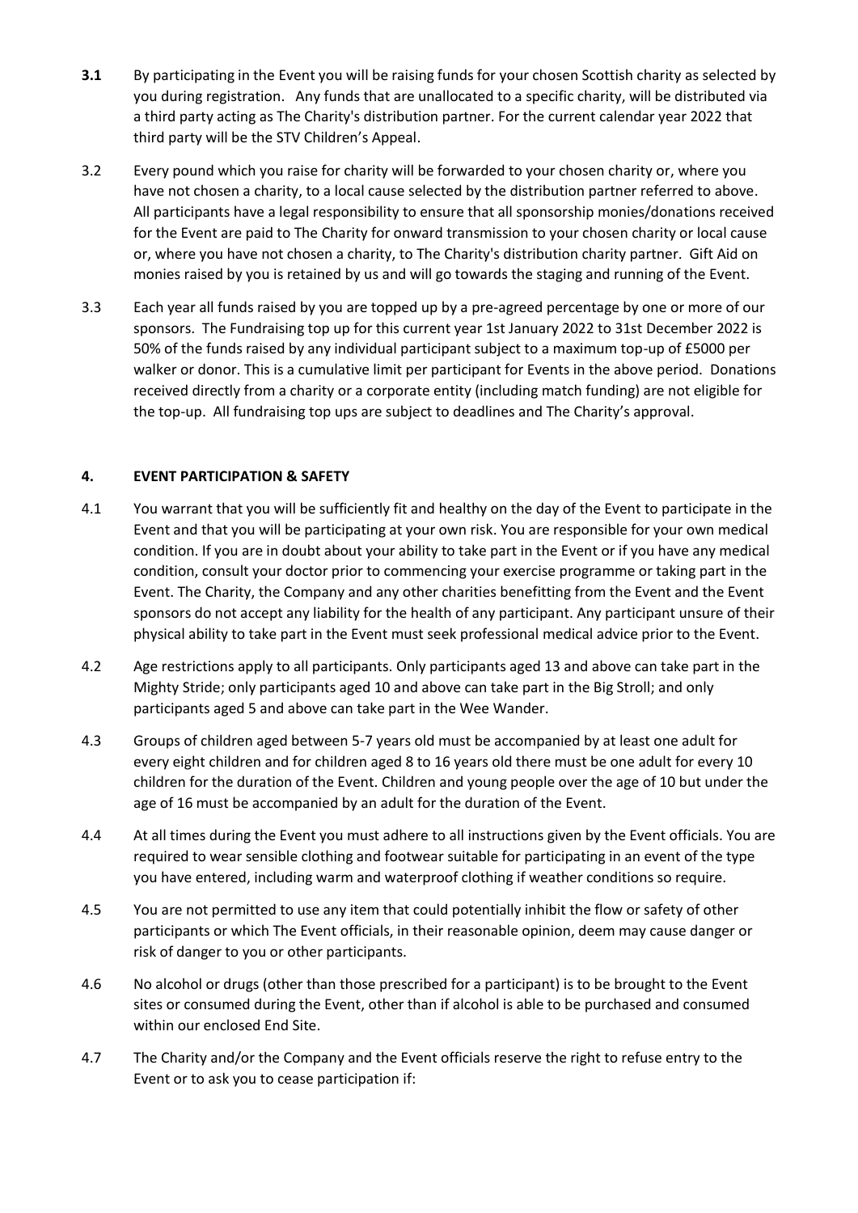**3.1** By participating in the Event you will be raising funds for your chosen Scottish charity as selected by you during registration. Any funds that are unallocated to a specific charity, will be distributed via a third party acting as The Charity's distribution partner. For the current calendar year 2022 that third party will be the STV Children's Appeal.

3.2 Every pound which you raise for charity will be forwarded to your chosen charity or, where you have not chosen a charity, to a local cause selected by the distribution partner referred to above. All participants have a legal responsibility to ensure that all sponsorship monies/donations received for the Event are paid to The Charity for onward transmission to your chosen charity or local cause or, where you have not chosen a charity, to The Charity's distribution charity partner. Gift Aid on monies raised by you is retained by us and will go towards the staging and running of the Event.

3.3 Each year all funds raised by you are topped up by a pre-agreed percentage by one or more of our sponsors. The Fundraising top up for this current year 1st January 2022 to 31st December 2022 is 50% of the funds raised by any individual participant subject to a maximum top-up of £5000 per walker or donor. This is a cumulative limit per participant for Events in the above period. Donations received directly from a charity or a corporate entity (including match funding) are not eligible for the top-up. All fundraising top ups are subject to deadlines and The Charity's approval.

**4. EVENT PARTICIPATION & SAFETY**

4.1 You warrant that you will be sufficiently fit and healthy on the day of the Event to participate in the Event and that you will be participating at your own risk. You are responsible for your own medical condition. If you are in doubt about your ability to take part in the Event or if you have any medical condition, consult your doctor prior to commencing your exercise programme or taking part in the Event. The Charity, the Company and any other charities benefitting from the Event and the Event sponsors do not accept any liability for the health of any participant. Any participant unsure of their physical ability to take part in the Event must seek professional medical advice prior to the Event.

4.2 Age restrictions apply to all participants. Only participants aged 13 and above can take part in the Mighty Stride; only participants aged 10 and above can take part in the Big Stroll; and only participants aged 5 and above can take part in the Wee Wander.

4.3 Groups of children aged between 5-7 years old must be accompanied by at least one adult for every eight children and for children aged 8 to 16 years old there must be one adult for every 10 children for the duration of the Event. Children and young people over the age of 10 but under the age of 16 must be accompanied by an adult for the duration of the Event.

4.4 At all times during the Event you must adhere to all instructions given by the Event officials. You are required to wear sensible clothing and footwear suitable for participating in an event of the type you have entered, including warm and waterproof clothing if weather conditions so require.

4.5 You are not permitted to use any item that could potentially inhibit the flow or safety of other participants or which The Event officials, in their reasonable opinion, deem may cause danger or risk of danger to you or other participants.

4.6 No alcohol or drugs (other than those prescribed for a participant) is to be brought to the Event sites or consumed during the Event, other than if alcohol is able to be purchased and consumed within our enclosed End Site.

4.7 The Charity and/or the Company and the Event officials reserve the right to refuse entry to the Event or to ask you to cease participation if: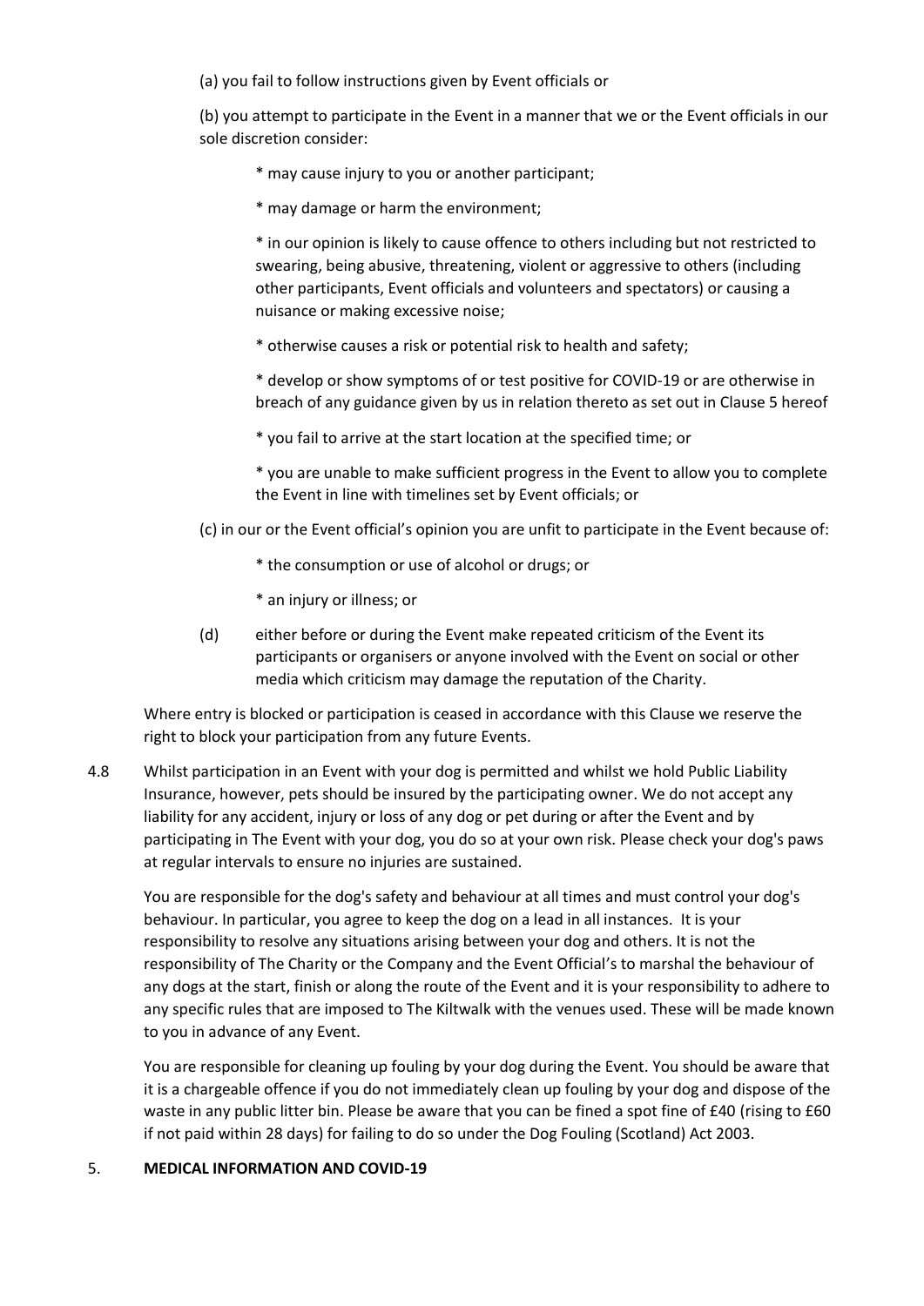(a) you fail to follow instructions given by Event officials or

(b) you attempt to participate in the Event in a manner that we or the Event officials in our sole discretion consider:

* may cause injury to you or another participant;

* may damage or harm the environment;

* in our opinion is likely to cause offence to others including but not restricted to swearing, being abusive, threatening, violent or aggressive to others (including other participants, Event officials and volunteers and spectators) or causing a nuisance or making excessive noise;

* otherwise causes a risk or potential risk to health and safety;

* develop or show symptoms of or test positive for COVID-19 or are otherwise in breach of any guidance given by us in relation thereto as set out in Clause 5 hereof

* you fail to arrive at the start location at the specified time; or

* you are unable to make sufficient progress in the Event to allow you to complete the Event in line with timelines set by Event officials; or

(c) in our or the Event official's opinion you are unfit to participate in the Event because of:

* the consumption or use of alcohol or drugs; or

* an injury or illness; or

(d) either before or during the Event make repeated criticism of the Event its participants or organisers or anyone involved with the Event on social or other media which criticism may damage the reputation of the Charity.

Where entry is blocked or participation is ceased in accordance with this Clause we reserve the right to block your participation from any future Events.

4.8 Whilst participation in an Event with your dog is permitted and whilst we hold Public Liability Insurance, however, pets should be insured by the participating owner. We do not accept any liability for any accident, injury or loss of any dog or pet during or after the Event and by participating in The Event with your dog, you do so at your own risk. Please check your dog's paws at regular intervals to ensure no injuries are sustained.

You are responsible for the dog's safety and behaviour at all times and must control your dog's behaviour. In particular, you agree to keep the dog on a lead in all instances. It is your responsibility to resolve any situations arising between your dog and others. It is not the responsibility of The Charity or the Company and the Event Official's to marshal the behaviour of any dogs at the start, finish or along the route of the Event and it is your responsibility to adhere to any specific rules that are imposed to The Kiltwalk with the venues used. These will be made known to you in advance of any Event.

You are responsible for cleaning up fouling by your dog during the Event. You should be aware that it is a chargeable offence if you do not immediately clean up fouling by your dog and dispose of the waste in any public litter bin. Please be aware that you can be fined a spot fine of £40 (rising to £60 if not paid within 28 days) for failing to do so under the Dog Fouling (Scotland) Act 2003.

5. **MEDICAL INFORMATION AND COVID-19**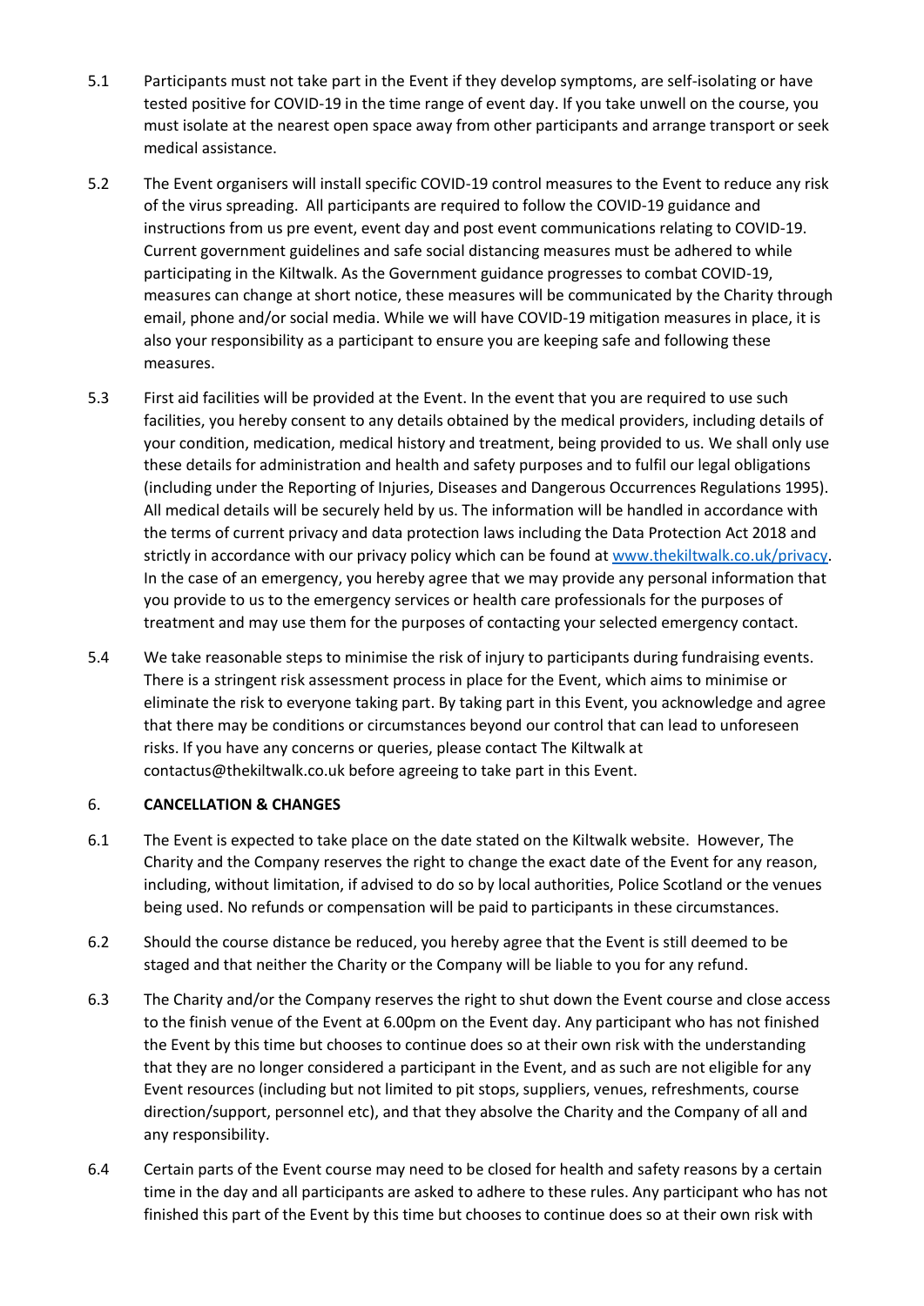5.1 Participants must not take part in the Event if they develop symptoms, are self-isolating or have tested positive for COVID-19 in the time range of event day. If you take unwell on the course, you must isolate at the nearest open space away from other participants and arrange transport or seek medical assistance.

5.2 The Event organisers will install specific COVID-19 control measures to the Event to reduce any risk of the virus spreading. All participants are required to follow the COVID-19 guidance and instructions from us pre event, event day and post event communications relating to COVID-19. Current government guidelines and safe social distancing measures must be adhered to while participating in the Kiltwalk. As the Government guidance progresses to combat COVID-19, measures can change at short notice, these measures will be communicated by the Charity through email, phone and/or social media. While we will have COVID-19 mitigation measures in place, it is also your responsibility as a participant to ensure you are keeping safe and following these measures.

5.3 First aid facilities will be provided at the Event. In the event that you are required to use such facilities, you hereby consent to any details obtained by the medical providers, including details of your condition, medication, medical history and treatment, being provided to us. We shall only use these details for administration and health and safety purposes and to fulfil our legal obligations (including under the Reporting of Injuries, Diseases and Dangerous Occurrences Regulations 1995). All medical details will be securely held by us. The information will be handled in accordance with the terms of current privacy and data protection laws including the Data Protection Act 2018 and strictly in accordance with our privacy policy which can be found at [www.thekiltwalk.co.uk/privacy](www.thekiltwalk.co.uk/privacy). In the case of an emergency, you hereby agree that we may provide any personal information that you provide to us to the emergency services or health care professionals for the purposes of treatment and may use them for the purposes of contacting your selected emergency contact.

5.4 We take reasonable steps to minimise the risk of injury to participants during fundraising events. There is a stringent risk assessment process in place for the Event, which aims to minimise or eliminate the risk to everyone taking part. By taking part in this Event, you acknowledge and agree that there may be conditions or circumstances beyond our control that can lead to unforeseen risks. If you have any concerns or queries, please contact The Kiltwalk at contactus@thekiltwalk.co.uk before agreeing to take part in this Event.

## 6. CANCELLATION & CHANGES

6.1 The Event is expected to take place on the date stated on the Kiltwalk website. However, The Charity and the Company reserves the right to change the exact date of the Event for any reason, including, without limitation, if advised to do so by local authorities, Police Scotland or the venues being used. No refunds or compensation will be paid to participants in these circumstances.

6.2 Should the course distance be reduced, you hereby agree that the Event is still deemed to be staged and that neither the Charity or the Company will be liable to you for any refund.

6.3 The Charity and/or the Company reserves the right to shut down the Event course and close access to the finish venue of the Event at 6.00pm on the Event day. Any participant who has not finished the Event by this time but chooses to continue does so at their own risk with the understanding that they are no longer considered a participant in the Event, and as such are not eligible for any Event resources (including but not limited to pit stops, suppliers, venues, refreshments, course direction/support, personnel etc), and that they absolve the Charity and the Company of all and any responsibility.

6.4 Certain parts of the Event course may need to be closed for health and safety reasons by a certain time in the day and all participants are asked to adhere to these rules. Any participant who has not finished this part of the Event by this time but chooses to continue does so at their own risk with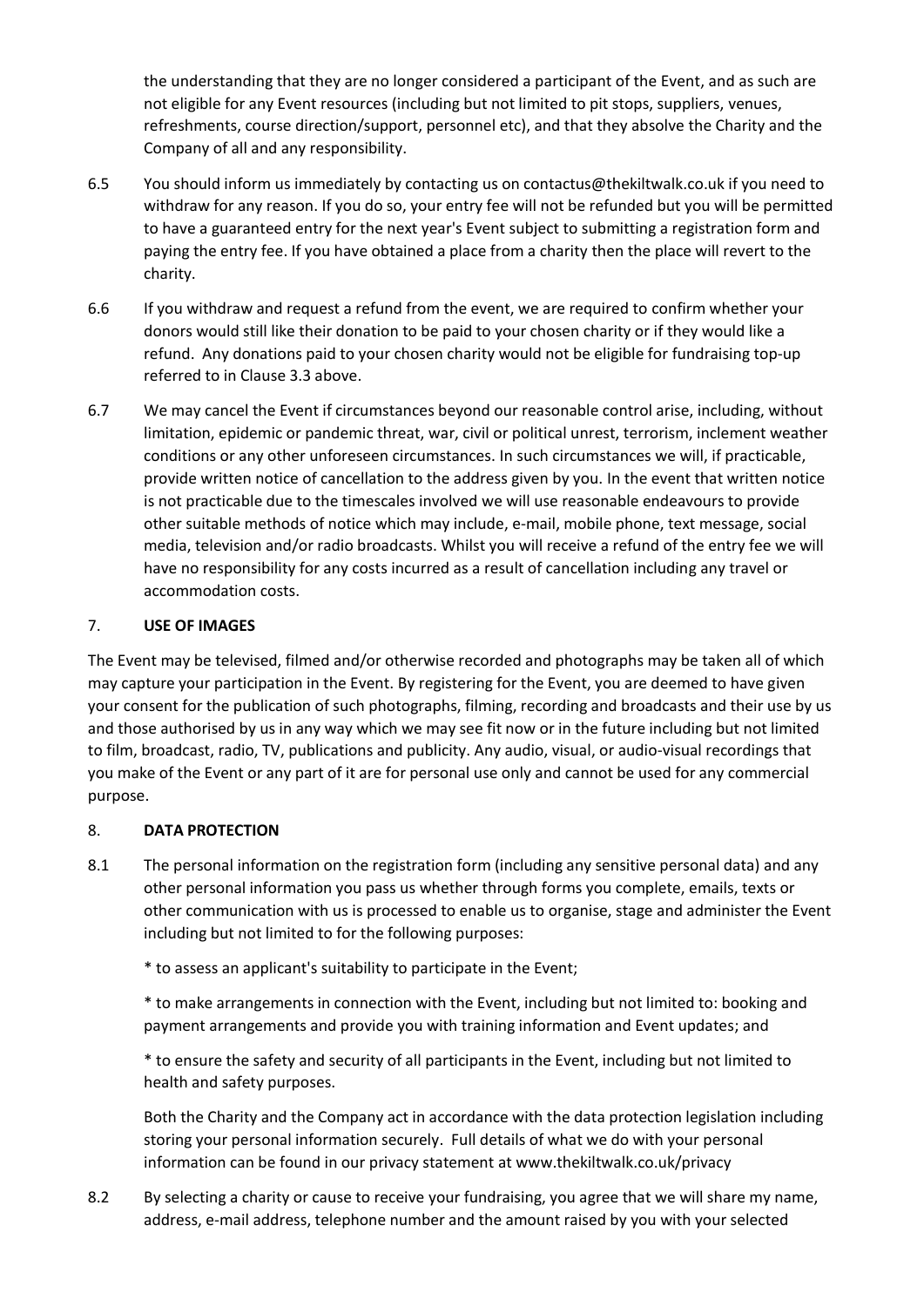the understanding that they are no longer considered a participant of the Event, and as such are not eligible for any Event resources (including but not limited to pit stops, suppliers, venues, refreshments, course direction/support, personnel etc), and that they absolve the Charity and the Company of all and any responsibility.

6.5 You should inform us immediately by contacting us on contactus@thekiltwalk.co.uk if you need to withdraw for any reason. If you do so, your entry fee will not be refunded but you will be permitted to have a guaranteed entry for the next year's Event subject to submitting a registration form and paying the entry fee. If you have obtained a place from a charity then the place will revert to the charity.

6.6 If you withdraw and request a refund from the event, we are required to confirm whether your donors would still like their donation to be paid to your chosen charity or if they would like a refund. Any donations paid to your chosen charity would not be eligible for fundraising top-up referred to in Clause 3.3 above.

6.7 We may cancel the Event if circumstances beyond our reasonable control arise, including, without limitation, epidemic or pandemic threat, war, civil or political unrest, terrorism, inclement weather conditions or any other unforeseen circumstances. In such circumstances we will, if practicable, provide written notice of cancellation to the address given by you. In the event that written notice is not practicable due to the timescales involved we will use reasonable endeavours to provide other suitable methods of notice which may include, e-mail, mobile phone, text message, social media, television and/or radio broadcasts. Whilst you will receive a refund of the entry fee we will have no responsibility for any costs incurred as a result of cancellation including any travel or accommodation costs.

## 7. USE OF IMAGES

The Event may be televised, filmed and/or otherwise recorded and photographs may be taken all of which may capture your participation in the Event. By registering for the Event, you are deemed to have given your consent for the publication of such photographs, filming, recording and broadcasts and their use by us and those authorised by us in any way which we may see fit now or in the future including but not limited to film, broadcast, radio, TV, publications and publicity. Any audio, visual, or audio-visual recordings that you make of the Event or any part of it are for personal use only and cannot be used for any commercial purpose.

## 8. DATA PROTECTION

8.1 The personal information on the registration form (including any sensitive personal data) and any other personal information you pass us whether through forms you complete, emails, texts or other communication with us is processed to enable us to organise, stage and administer the Event including but not limited to for the following purposes:

* to assess an applicant's suitability to participate in the Event;

* to make arrangements in connection with the Event, including but not limited to: booking and payment arrangements and provide you with training information and Event updates; and

* to ensure the safety and security of all participants in the Event, including but not limited to health and safety purposes.

Both the Charity and the Company act in accordance with the data protection legislation including storing your personal information securely. Full details of what we do with your personal information can be found in our privacy statement at www.thekiltwalk.co.uk/privacy

8.2 By selecting a charity or cause to receive your fundraising, you agree that we will share my name, address, e-mail address, telephone number and the amount raised by you with your selected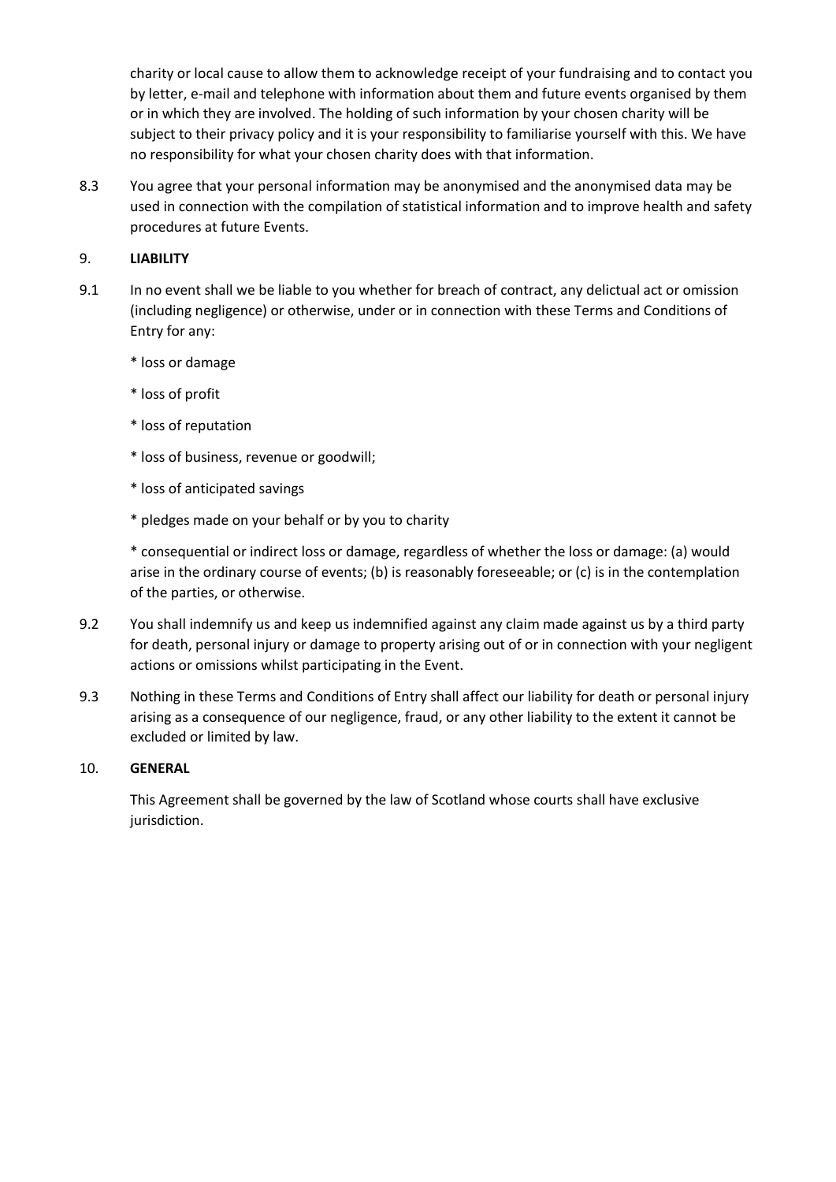charity or local cause to allow them to acknowledge receipt of your fundraising and to contact you by letter, e-mail and telephone with information about them and future events organised by them or in which they are involved. The holding of such information by your chosen charity will be subject to their privacy policy and it is your responsibility to familiarise yourself with this. We have no responsibility for what your chosen charity does with that information.

8.3 You agree that your personal information may be anonymised and the anonymised data may be used in connection with the compilation of statistical information and to improve health and safety procedures at future Events.

9. **LIABILITY**

9.1 In no event shall we be liable to you whether for breach of contract, any delictual act or omission (including negligence) or otherwise, under or in connection with these Terms and Conditions of Entry for any:

* loss or damage
* loss of profit
* loss of reputation
* loss of business, revenue or goodwill;
* loss of anticipated savings
* pledges made on your behalf or by you to charity
* consequential or indirect loss or damage, regardless of whether the loss or damage: (a) would arise in the ordinary course of events; (b) is reasonably foreseeable; or (c) is in the contemplation of the parties, or otherwise.

9.2 You shall indemnify us and keep us indemnified against any claim made against us by a third party for death, personal injury or damage to property arising out of or in connection with your negligent actions or omissions whilst participating in the Event.

9.3 Nothing in these Terms and Conditions of Entry shall affect our liability for death or personal injury arising as a consequence of our negligence, fraud, or any other liability to the extent it cannot be excluded or limited by law.

10. **GENERAL**

This Agreement shall be governed by the law of Scotland whose courts shall have exclusive jurisdiction.